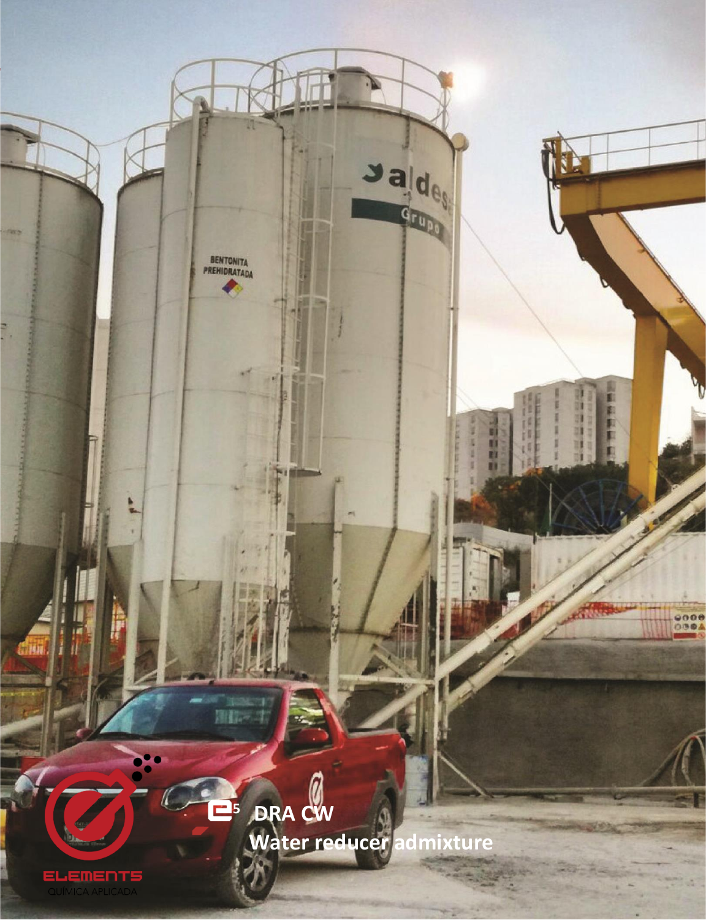# DRA CW

## Water reducer admixture

ELEMENTS

QUÍMICA APLICADA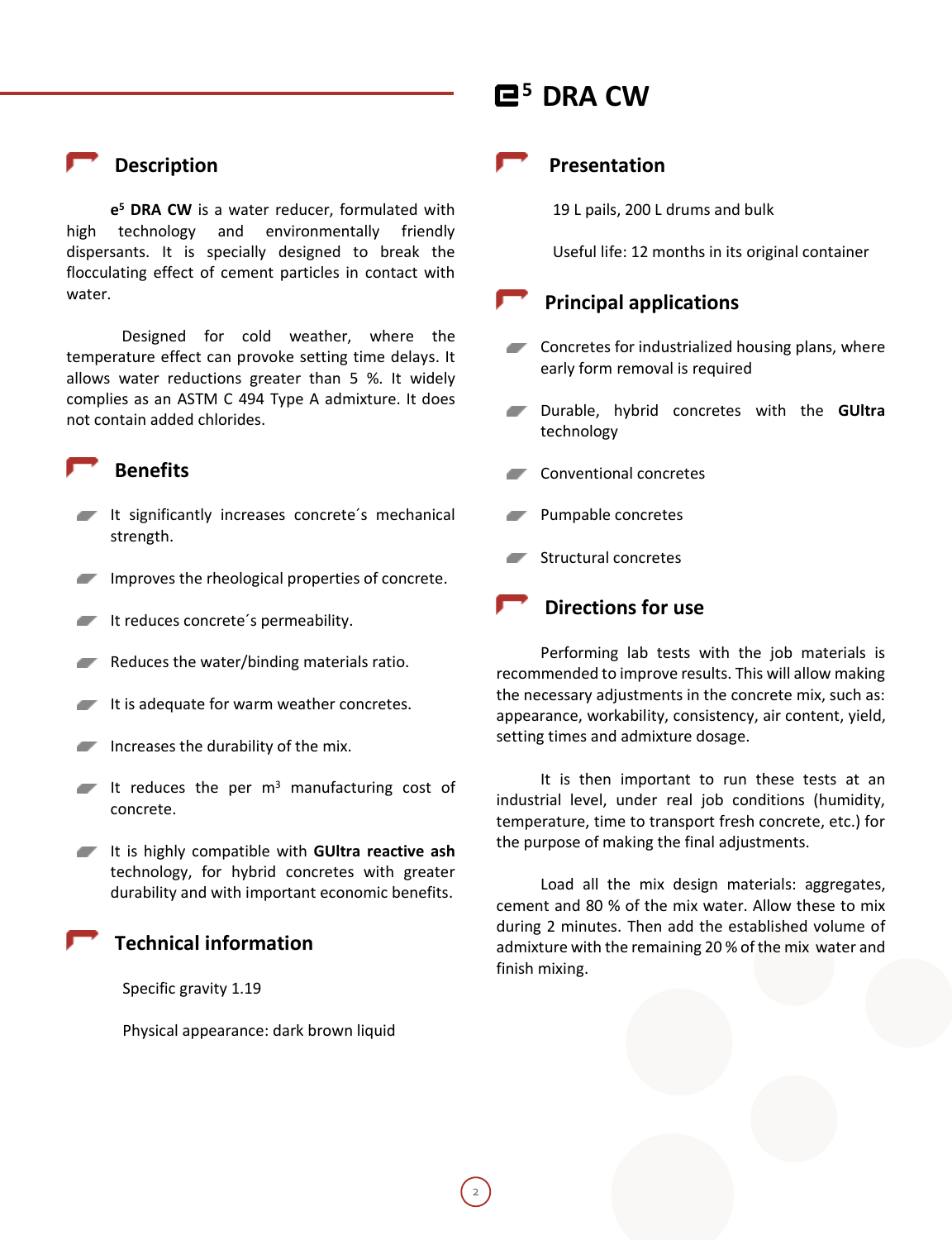# $e^5$ DRA CW

## Description

**$e^5$ DRA CW** is a water reducer, formulated with high technology and environmentally friendly dispersants. It is specially designed to break the flocculating effect of cement particles in contact with water.

Designed for cold weather, where the temperature effect can provoke setting time delays. It allows water reductions greater than 5 %. It widely complies as an ASTM C 494 Type A admixture. It does not contain added chlorides.

## Benefits

- It significantly increases concrete´s mechanical strength.
- Improves the rheological properties of concrete.
- It reduces concrete´s permeability.
- Reduces the water/binding materials ratio.
- It is adequate for warm weather concretes.
- Increases the durability of the mix.
- It reduces the per $m^3$ manufacturing cost of concrete.
- It is highly compatible with **GUltra reactive ash** technology, for hybrid concretes with greater durability and with important economic benefits.

## Technical information

Specific gravity 1.19

Physical appearance: dark brown liquid

## Presentation

19 L pails, 200 L drums and bulk

Useful life: 12 months in its original container

## Principal applications

- Concretes for industrialized housing plans, where early form removal is required
- Durable, hybrid concretes with the **GUltra** technology
- Conventional concretes
- Pumpable concretes
- Structural concretes

## Directions for use

Performing lab tests with the job materials is recommended to improve results. This will allow making the necessary adjustments in the concrete mix, such as: appearance, workability, consistency, air content, yield, setting times and admixture dosage.

It is then important to run these tests at an industrial level, under real job conditions (humidity, temperature, time to transport fresh concrete, etc.) for the purpose of making the final adjustments.

Load all the mix design materials: aggregates, cement and 80 % of the mix water. Allow these to mix during 2 minutes. Then add the established volume of admixture with the remaining 20 % of the mix water and finish mixing.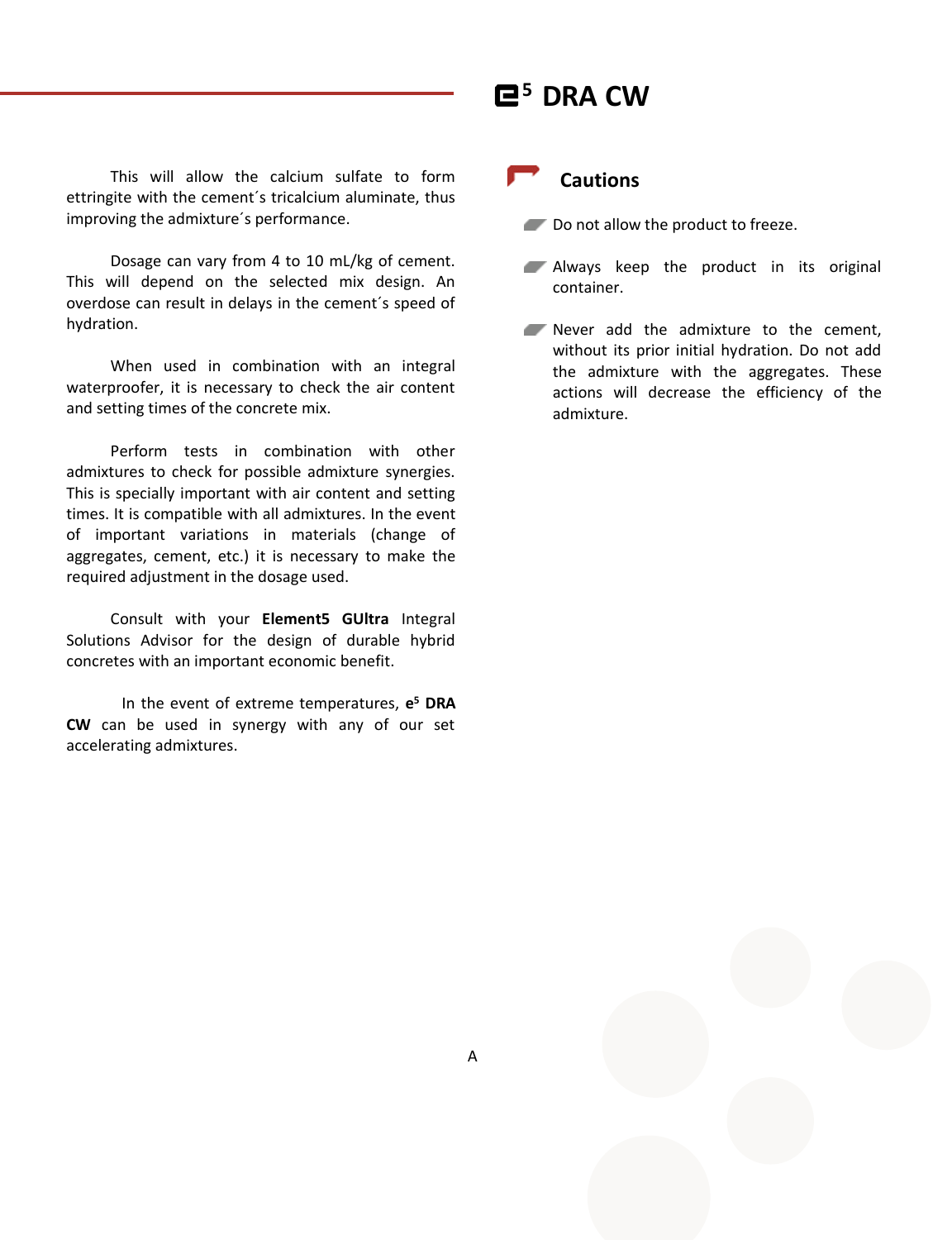This will allow the calcium sulfate to form ettringite with the cement´s tricalcium aluminate, thus improving the admixture´s performance.

Dosage can vary from 4 to 10 mL/kg of cement. This will depend on the selected mix design. An overdose can result in delays in the cement´s speed of hydration.

When used in combination with an integral waterproofer, it is necessary to check the air content and setting times of the concrete mix.

Perform tests in combination with other admixtures to check for possible admixture synergies. This is specially important with air content and setting times. It is compatible with all admixtures. In the event of important variations in materials (change of aggregates, cement, etc.) it is necessary to make the required adjustment in the dosage used.

Consult with your **Element5 GUltra** Integral Solutions Advisor for the design of durable hybrid concretes with an important economic benefit.

In the event of extreme temperatures, **e5 DRA CW** can be used in synergy with any of our set accelerating admixtures.

## Cautions

- Do not allow the product to freeze.
- Always keep the product in its original container.
- Never add the admixture to the cement, without its prior initial hydration. Do not add the admixture with the aggregates. These actions will decrease the efficiency of the admixture.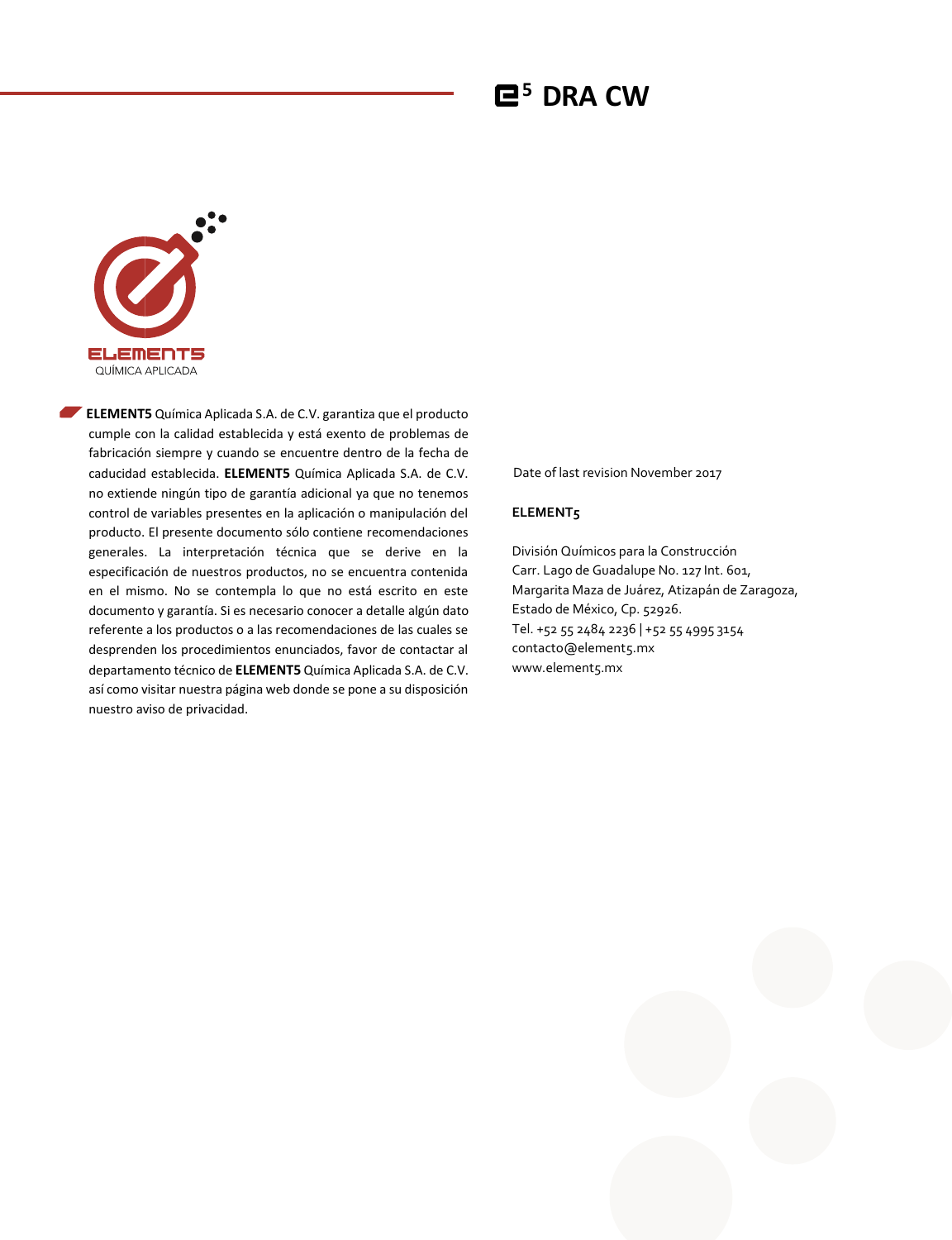ELEMENT5
QUÍMICA APLICADA

**ELEMENT5** Química Aplicada S.A. de C.V. garantiza que el producto cumple con la calidad establecida y está exento de problemas de fabricación siempre y cuando se encuentre dentro de la fecha de caducidad establecida. **ELEMENT5** Química Aplicada S.A. de C.V. no extiende ningún tipo de garantía adicional ya que no tenemos control de variables presentes en la aplicación o manipulación del producto. El presente documento sólo contiene recomendaciones generales. La interpretación técnica que se derive en la especificación de nuestros productos, no se encuentra contenida en el mismo. No se contempla lo que no está escrito en este documento y garantía. Si es necesario conocer a detalle algún dato referente a los productos o a las recomendaciones de las cuales se desprenden los procedimientos enunciados, favor de contactar al departamento técnico de **ELEMENT5** Química Aplicada S.A. de C.V. así como visitar nuestra página web donde se pone a su disposición nuestro aviso de privacidad.

Date of last revision November 2017

**ELEMENT5**

División Químicos para la Construcción
Carr. Lago de Guadalupe No. 127 Int. 601,
Margarita Maza de Juárez, Atizapán de Zaragoza,
Estado de México, Cp. 52926.
Tel. +52 55 2484 2236 | +52 55 4995 3154
contacto@element5.mx
www.element5.mx